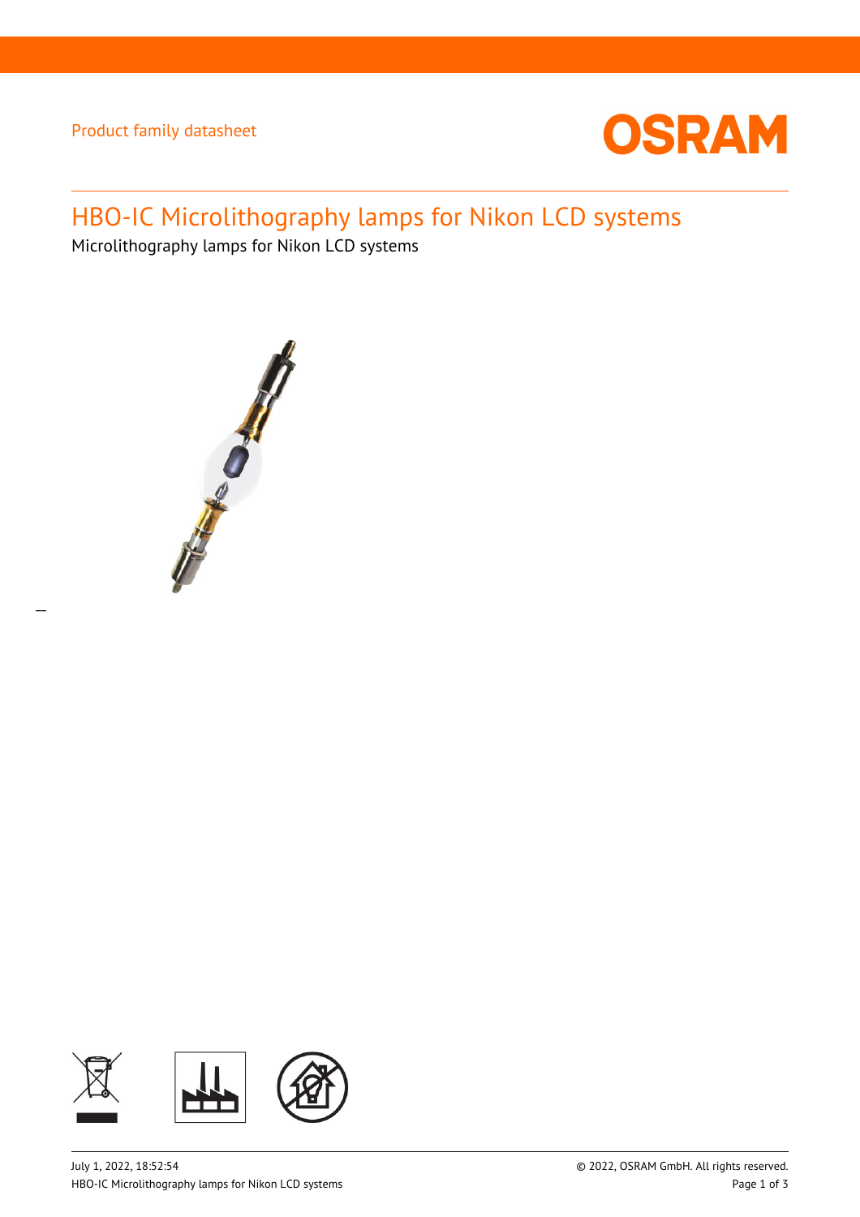Product family datasheet

# HBO-IC Microlithography lamps for Nikon LCD systems

Microlithography lamps for Nikon LCD systems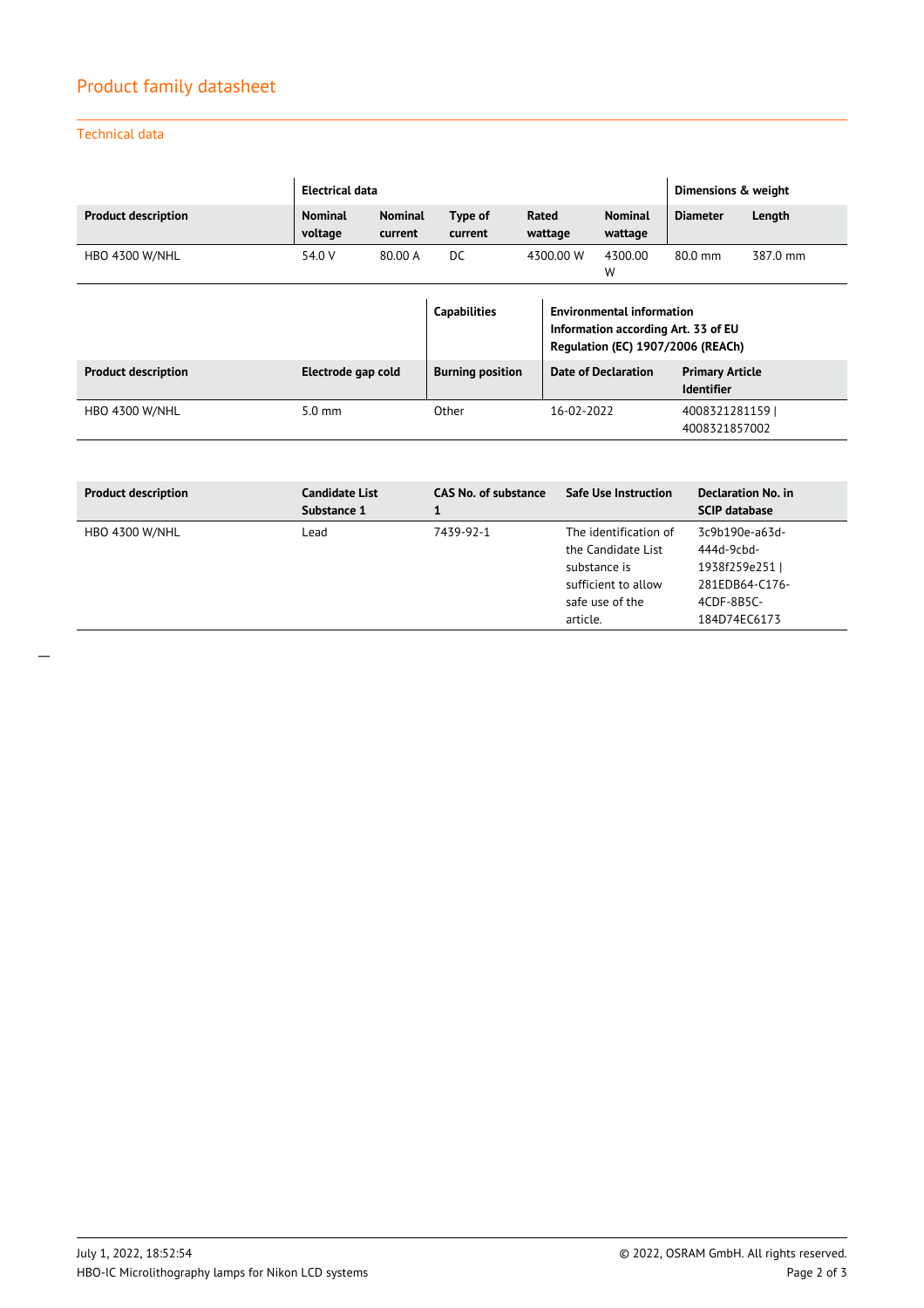## Product family datasheet

### Technical data

| | Electrical data | | | | | Dimensions & weight | |
|---|---|---|---|---|---|---|---|
| **Product description** | **Nominal voltage** | **Nominal current** | **Type of current** | **Rated wattage** | **Nominal wattage** | **Diameter** | **Length** |
| HBO 4300 W/NHL | 54.0 V | 80.00 A | DC | 4300.00 W | 4300.00 W | 80.0 mm | 387.0 mm |

| | | Capabilities | Environmental information Information according Art. 33 of EU Regulation (EC) 1907/2006 (REACh) | |
|---|---|---|---|---|
| **Product description** | **Electrode gap cold** | **Burning position** | **Date of Declaration** | **Primary Article Identifier** |
| HBO 4300 W/NHL | 5.0 mm | Other | 16-02-2022 | 4008321281159 \| 4008321857002 |

| Product description | Candidate List Substance 1 | CAS No. of substance 1 | Safe Use Instruction | Declaration No. in SCIP database |
|---|---|---|---|---|
| HBO 4300 W/NHL | Lead | 7439-92-1 | The identification of the Candidate List substance is sufficient to allow safe use of the article. | 3c9b190e-a63d-444d-9cbd-1938f259e251 \| 281EDB64-C176-4CDF-8B5C-184D74EC6173 |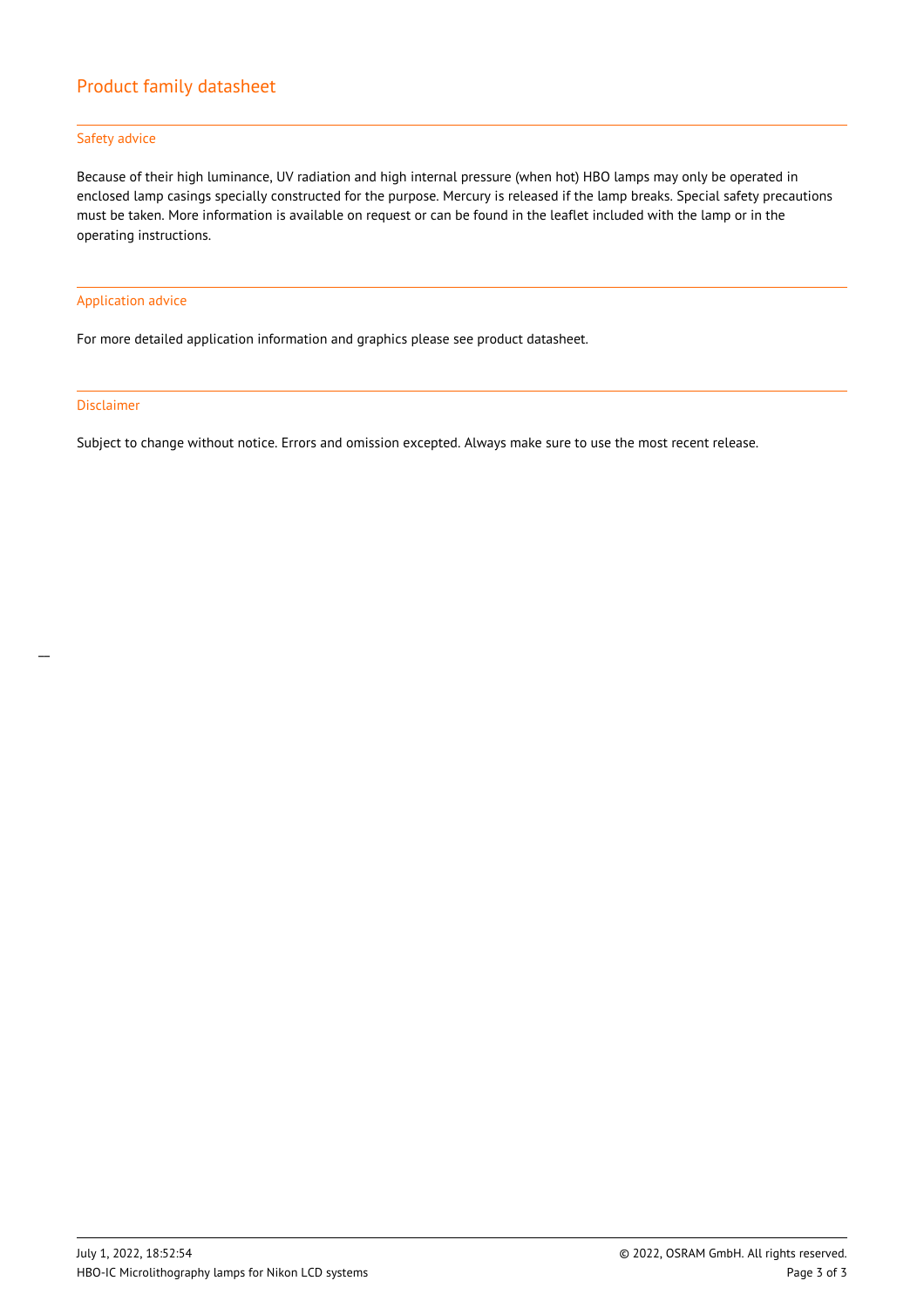# Product family datasheet

## Safety advice

Because of their high luminance, UV radiation and high internal pressure (when hot) HBO lamps may only be operated in enclosed lamp casings specially constructed for the purpose. Mercury is released if the lamp breaks. Special safety precautions must be taken. More information is available on request or can be found in the leaflet included with the lamp or in the operating instructions.

## Application advice

For more detailed application information and graphics please see product datasheet.

## Disclaimer

Subject to change without notice. Errors and omission excepted. Always make sure to use the most recent release.